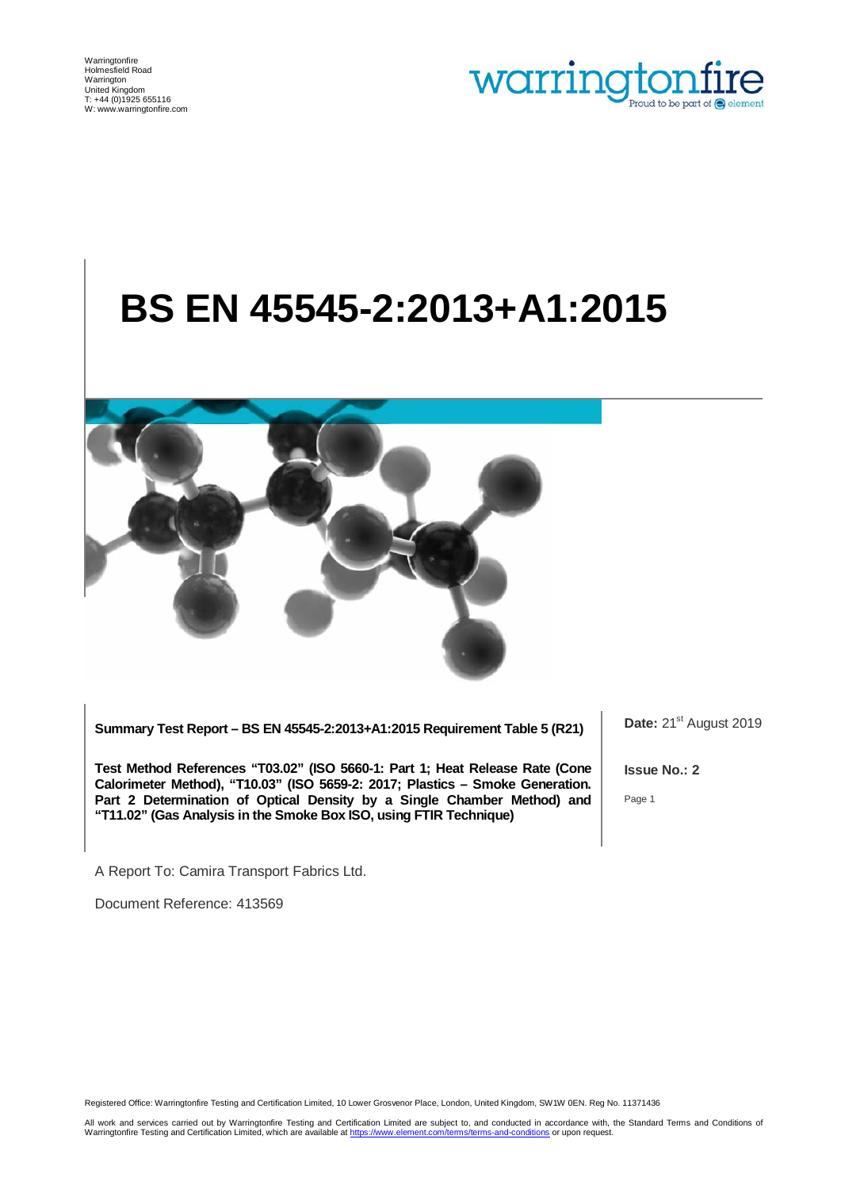Warringtonfire
Holmesfield Road
Warrington
United Kingdom
T: +44 (0)1925 655116
W: www.warringtonfire.com

warringtonfire
Proud to be part of element

# BS EN 45545-2:2013+A1:2015

**Summary Test Report – BS EN 45545-2:2013+A1:2015 Requirement Table 5 (R21)**

**Test Method References "T03.02" (ISO 5660-1: Part 1; Heat Release Rate (Cone Calorimeter Method), "T10.03" (ISO 5659-2: 2017; Plastics – Smoke Generation. Part 2 Determination of Optical Density by a Single Chamber Method) and "T11.02" (Gas Analysis in the Smoke Box ISO, using FTIR Technique)**

**Date:** 21st August 2019

**Issue No.: 2**

A Report To: Camira Transport Fabrics Ltd.

Document Reference: 413569

Registered Office: Warringtonfire Testing and Certification Limited, 10 Lower Grosvenor Place, London, United Kingdom, SW1W 0EN. Reg No. 11371436

All work and services carried out by Warringtonfire Testing and Certification Limited are subject to, and conducted in accordance with, the Standard Terms and Conditions of Warringtonfire Testing and Certification Limited, which are available at https://www.element.com/terms/terms-and-conditions or upon request.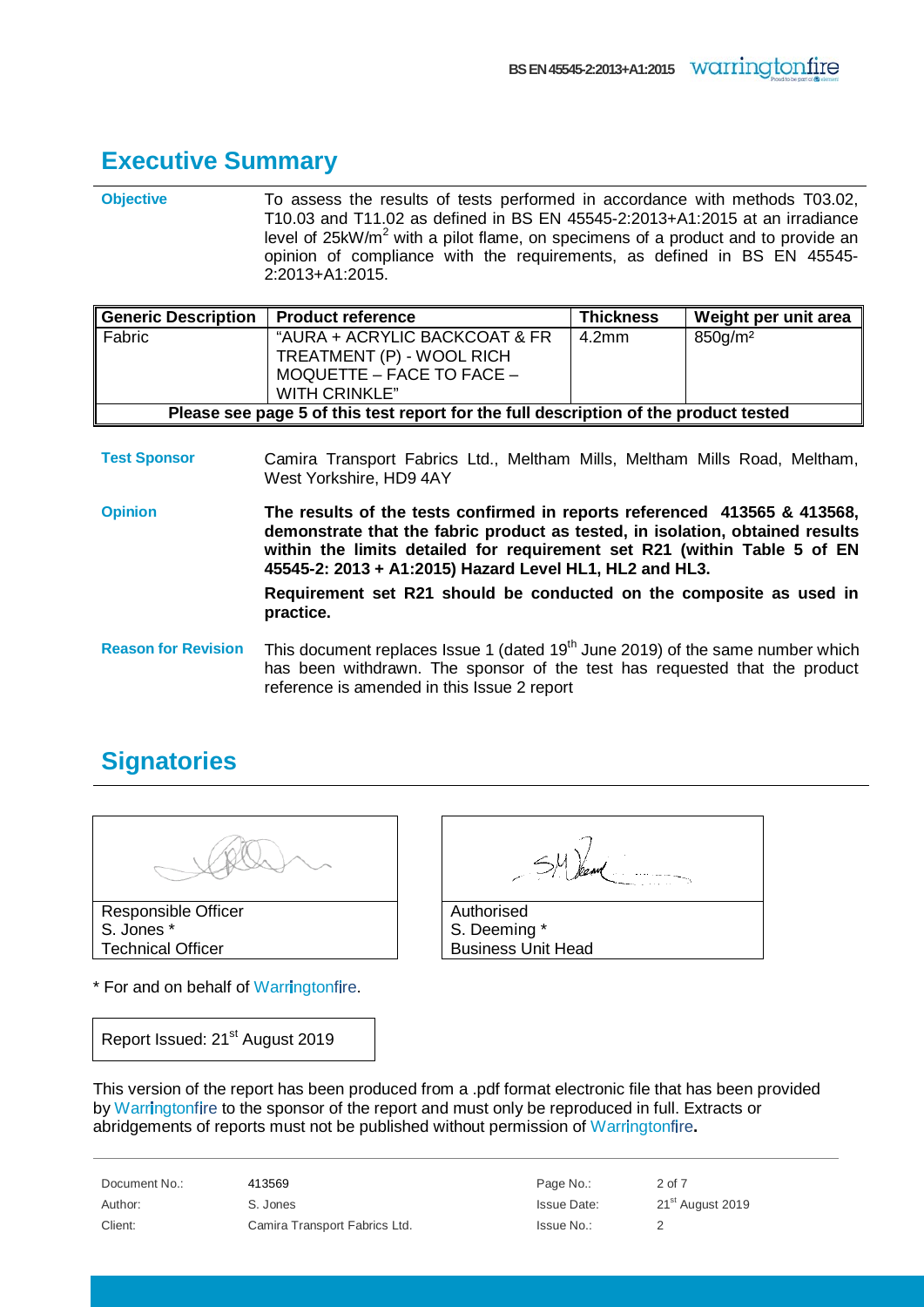## Executive Summary

| | |
|---|---|
| **Objective** | To assess the results of tests performed in accordance with methods T03.02, T10.03 and T11.02 as defined in BS EN 45545-2:2013+A1:2015 at an irradiance level of 25kW/m$^2$ with a pilot flame, on specimens of a product and to provide an opinion of compliance with the requirements, as defined in BS EN 45545-2:2013+A1:2015. |

| Generic Description | Product reference | Thickness | Weight per unit area |
|---|---|---|---|
| Fabric | "AURA + ACRYLIC BACKCOAT & FR TREATMENT (P) - WOOL RICH MOQUETTE – FACE TO FACE – WITH CRINKLE" | 4.2mm | 850g/m² |
| **Please see page 5 of this test report for the full description of the product tested** | | | |

**Test Sponsor**: Camira Transport Fabrics Ltd., Meltham Mills, Meltham Mills Road, Meltham, West Yorkshire, HD9 4AY

**Opinion**: **The results of the tests confirmed in reports referenced 413565 & 413568, demonstrate that the fabric product as tested, in isolation, obtained results within the limits detailed for requirement set R21 (within Table 5 of EN 45545-2: 2013 + A1:2015) Hazard Level HL1, HL2 and HL3.**

**Requirement set R21 should be conducted on the composite as used in practice.**

**Reason for Revision**: This document replaces Issue 1 (dated 19th June 2019) of the same number which has been withdrawn. The sponsor of the test has requested that the product reference is amended in this Issue 2 report

## Signatories

| Responsible Officer | Authorised |
|---|---|
| S. Jones * | S. Deeming * |
| Technical Officer | Business Unit Head |

\* For and on behalf of Warringtonfire.

Report Issued: 21st August 2019

This version of the report has been produced from a .pdf format electronic file that has been provided by Warringtonfire to the sponsor of the report and must only be reproduced in full. Extracts or abridgements of reports must not be published without permission of Warringtonfire.

| | | | |
|---|---|---|---|
| Document No.: | 413569 | Page No.: | 2 of 7 |
| Author: | S. Jones | Issue Date: | 21st August 2019 |
| Client: | Camira Transport Fabrics Ltd. | Issue No.: | 2 |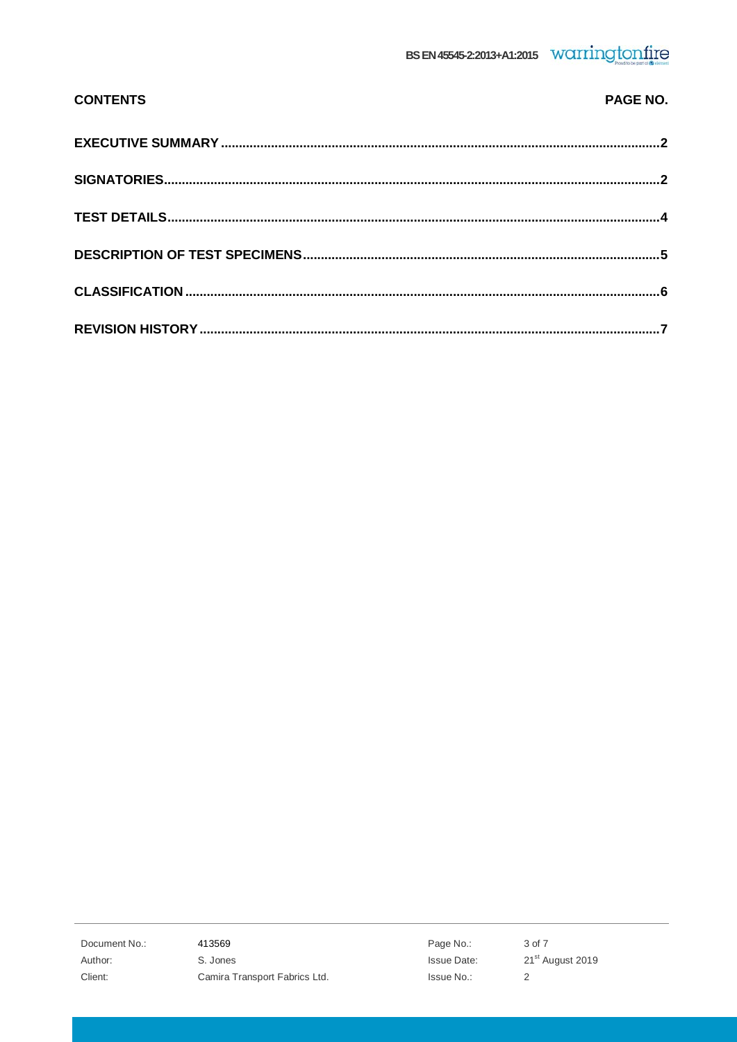| CONTENTS | PAGE NO. |
| --- | --- |
| **EXECUTIVE SUMMARY** | **2** |
| **SIGNATORIES** | **2** |
| **TEST DETAILS** | **4** |
| **DESCRIPTION OF TEST SPECIMENS** | **5** |
| **CLASSIFICATION** | **6** |
| **REVISION HISTORY** | **7** |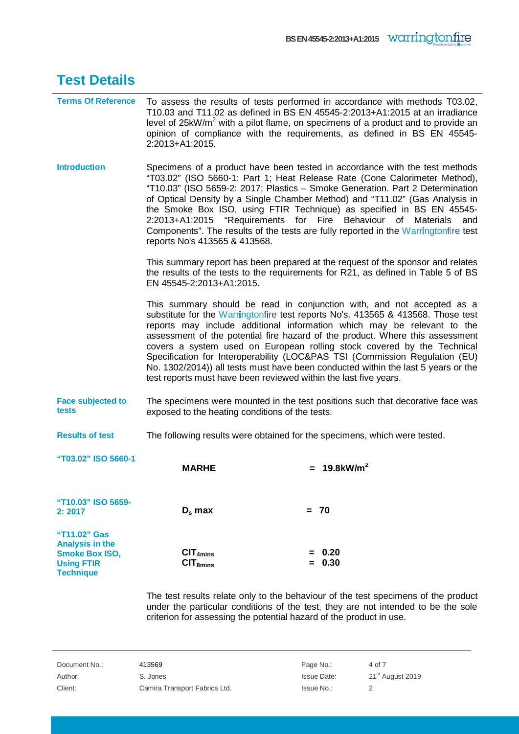## Test Details

**Terms Of Reference**

To assess the results of tests performed in accordance with methods T03.02, T10.03 and T11.02 as defined in BS EN 45545-2:2013+A1:2015 at an irradiance level of 25kW/$m^2$ with a pilot flame, on specimens of a product and to provide an opinion of compliance with the requirements, as defined in BS EN 45545-2:2013+A1:2015.

**Introduction**

Specimens of a product have been tested in accordance with the test methods "T03.02" (ISO 5660-1: Part 1; Heat Release Rate (Cone Calorimeter Method), "T10.03" (ISO 5659-2: 2017; Plastics – Smoke Generation. Part 2 Determination of Optical Density by a Single Chamber Method) and "T11.02" (Gas Analysis in the Smoke Box ISO, using FTIR Technique) as specified in BS EN 45545-2:2013+A1:2015 "Requirements for Fire Behaviour of Materials and Components". The results of the tests are fully reported in the Warringtonfire test reports No's 413565 & 413568.

This summary report has been prepared at the request of the sponsor and relates the results of the tests to the requirements for R21, as defined in Table 5 of BS EN 45545-2:2013+A1:2015.

This summary should be read in conjunction with, and not accepted as a substitute for the Warringtonfire test reports No's. 413565 & 413568. Those test reports may include additional information which may be relevant to the assessment of the potential fire hazard of the product. Where this assessment covers a system used on European rolling stock covered by the Technical Specification for Interoperability (LOC&PAS TSI (Commission Regulation (EU) No. 1302/2014)) all tests must have been conducted within the last 5 years or the test reports must have been reviewed within the last five years.

**Face subjected to tests**

The specimens were mounted in the test positions such that decorative face was exposed to the heating conditions of the tests.

**Results of test**

The following results were obtained for the specimens, which were tested.

| Test | Parameter | Result |
|---|---|---|
| "T03.02" ISO 5660-1 | **MARHE** | = **19.8kW/$m^2$** |
| "T10.03" ISO 5659-2: 2017 | **$D_s$ max** | = **70** |
| "T11.02" Gas Analysis in the Smoke Box ISO, Using FTIR Technique | **$CIT_{4mins}$** | = **0.20** |
| | **$CIT_{8mins}$** | = **0.30** |

The test results relate only to the behaviour of the test specimens of the product under the particular conditions of the test, they are not intended to be the sole criterion for assessing the potential hazard of the product in use.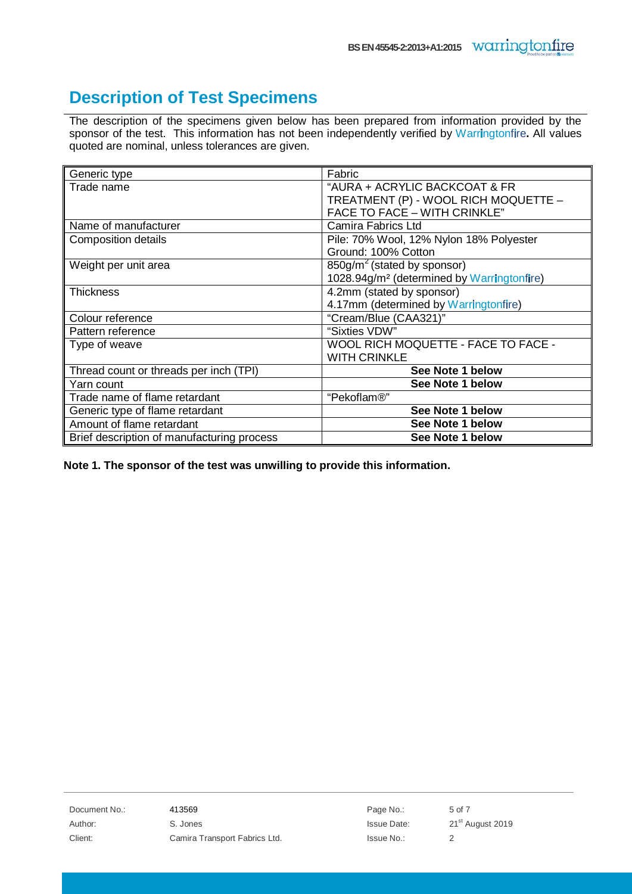# Description of Test Specimens

The description of the specimens given below has been prepared from information provided by the sponsor of the test. This information has not been independently verified by Warringtonfire. All values quoted are nominal, unless tolerances are given.

| | |
|---|---|
| Generic type | Fabric |
| Trade name | "AURA + ACRYLIC BACKCOAT & FR TREATMENT (P) - WOOL RICH MOQUETTE – FACE TO FACE – WITH CRINKLE" |
| Name of manufacturer | Camira Fabrics Ltd |
| Composition details | Pile: 70% Wool, 12% Nylon 18% Polyester<br>Ground: 100% Cotton |
| Weight per unit area | 850g/m$^2$ (stated by sponsor)<br>1028.94g/m$^2$ (determined by Warringtonfire) |
| Thickness | 4.2mm (stated by sponsor)<br>4.17mm (determined by Warringtonfire) |
| Colour reference | "Cream/Blue (CAA321)" |
| Pattern reference | "Sixties VDW" |
| Type of weave | WOOL RICH MOQUETTE - FACE TO FACE - WITH CRINKLE |
| Thread count or threads per inch (TPI) | **See Note 1 below** |
| Yarn count | **See Note 1 below** |
| Trade name of flame retardant | "Pekoflam®" |
| Generic type of flame retardant | **See Note 1 below** |
| Amount of flame retardant | **See Note 1 below** |
| Brief description of manufacturing process | **See Note 1 below** |

**Note 1. The sponsor of the test was unwilling to provide this information.**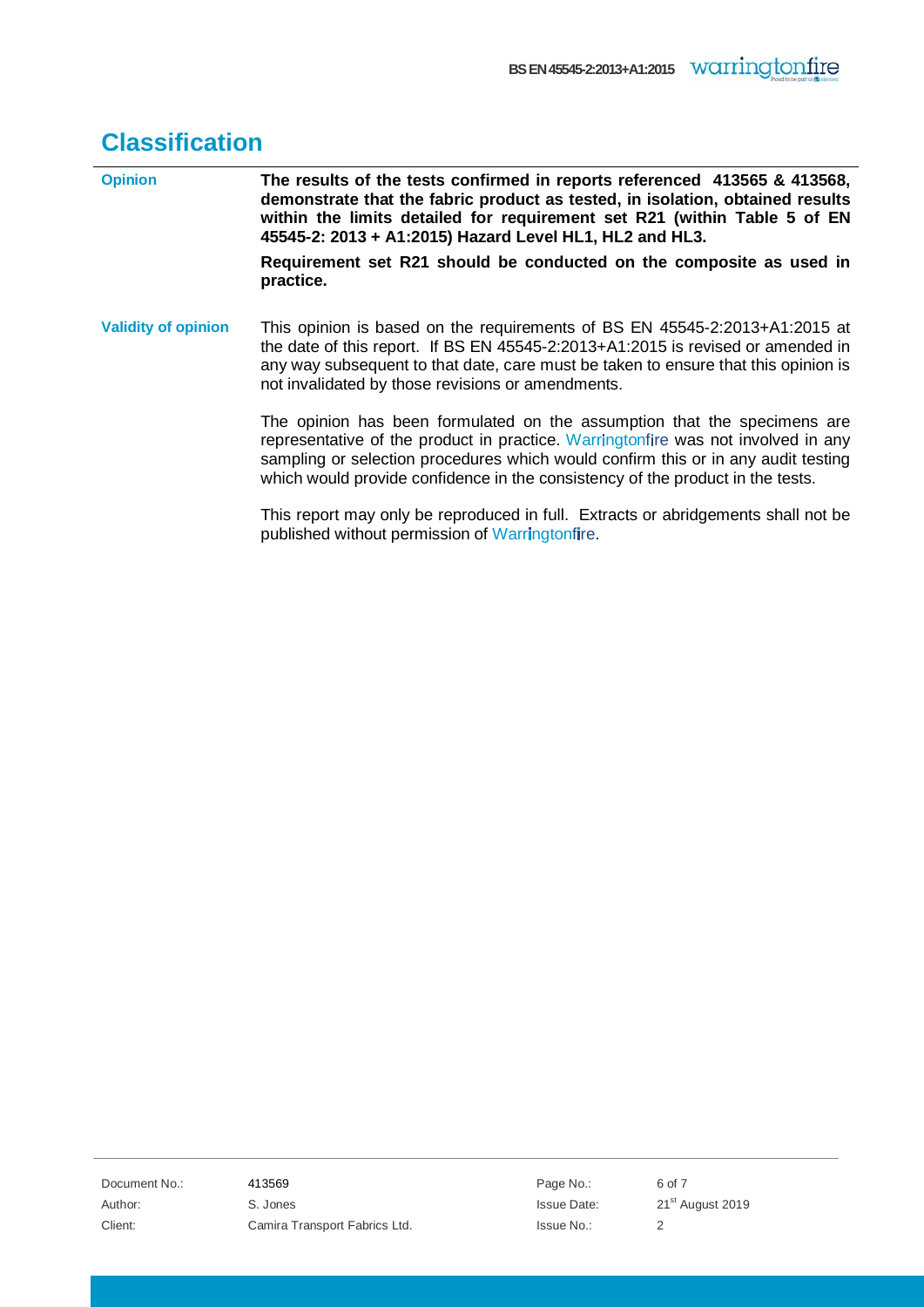# Classification

**Opinion**

**The results of the tests confirmed in reports referenced 413565 & 413568, demonstrate that the fabric product as tested, in isolation, obtained results within the limits detailed for requirement set R21 (within Table 5 of EN 45545-2: 2013 + A1:2015) Hazard Level HL1, HL2 and HL3.**

**Requirement set R21 should be conducted on the composite as used in practice.**

**Validity of opinion**

This opinion is based on the requirements of BS EN 45545-2:2013+A1:2015 at the date of this report. If BS EN 45545-2:2013+A1:2015 is revised or amended in any way subsequent to that date, care must be taken to ensure that this opinion is not invalidated by those revisions or amendments.

The opinion has been formulated on the assumption that the specimens are representative of the product in practice. Warringtonfire was not involved in any sampling or selection procedures which would confirm this or in any audit testing which would provide confidence in the consistency of the product in the tests.

This report may only be reproduced in full. Extracts or abridgements shall not be published without permission of Warringtonfire.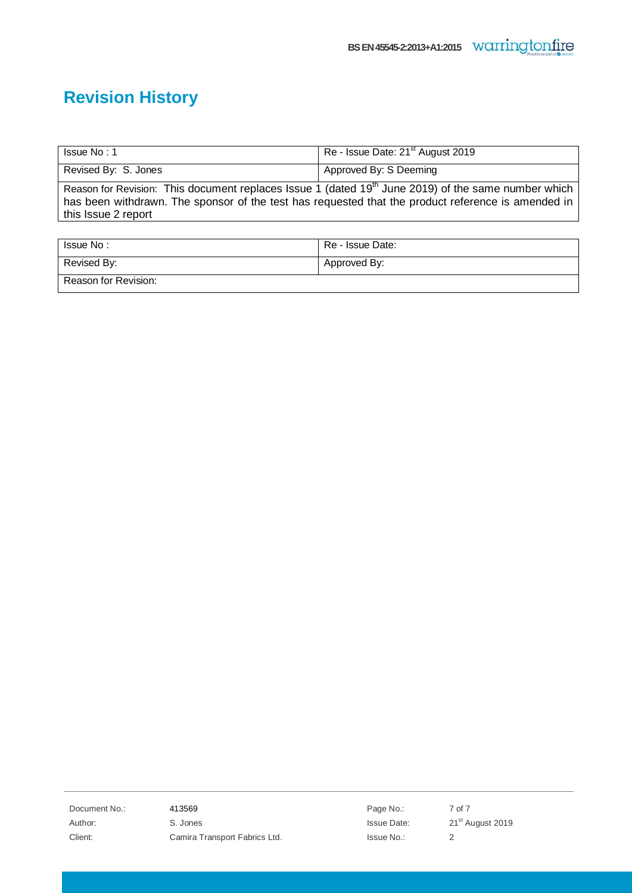# Revision History

| | |
|---|---|
| Issue No : 1 | Re - Issue Date: 21st August 2019 |
| Revised By: S. Jones | Approved By: S Deeming |
| Reason for Revision: This document replaces Issue 1 (dated 19th June 2019) of the same number which has been withdrawn. The sponsor of the test has requested that the product reference is amended in this Issue 2 report | |

| | |
|---|---|
| Issue No : | Re - Issue Date: |
| Revised By: | Approved By: |
| Reason for Revision: | |